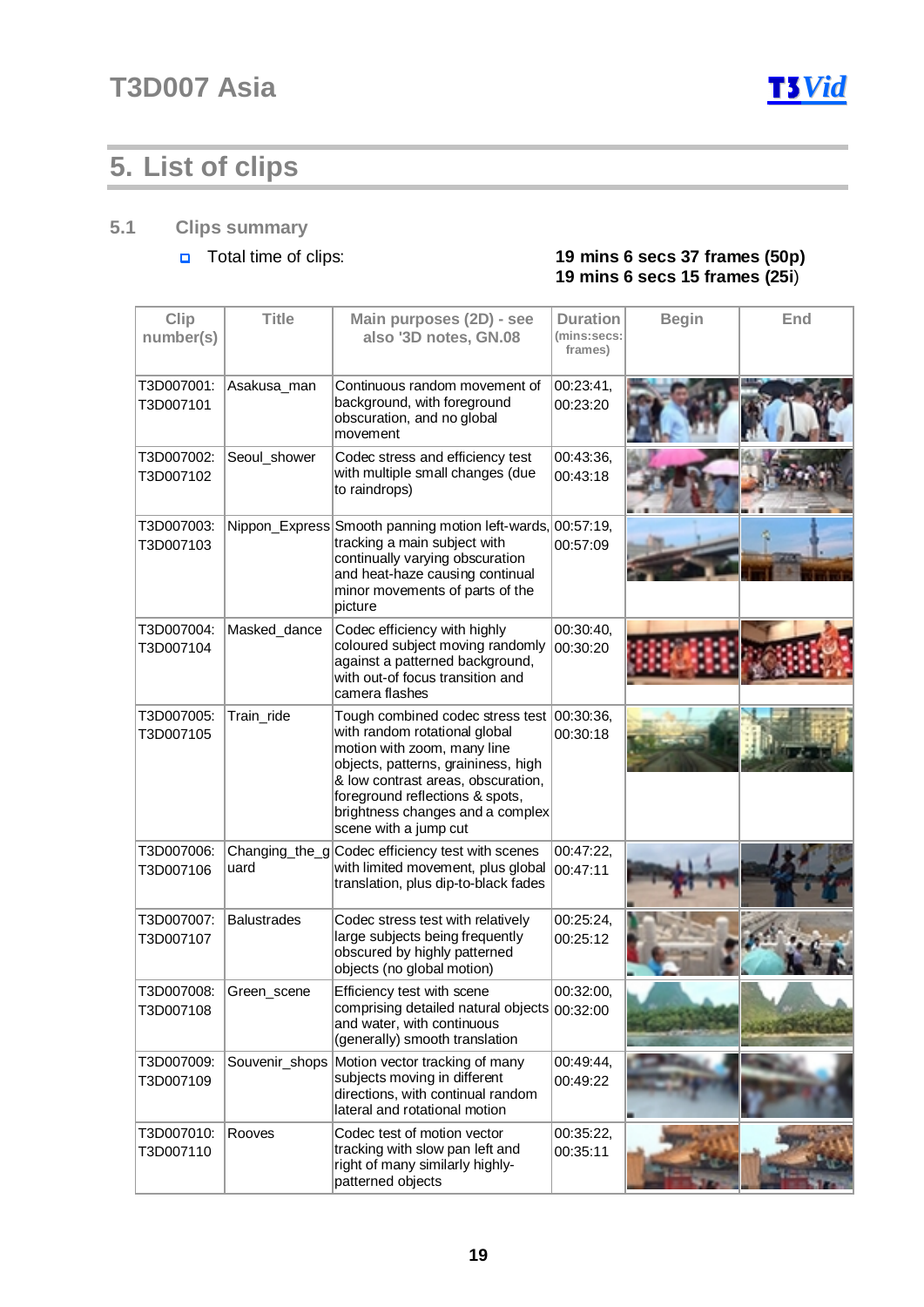# 5. List of clips

## 5.1 Clips summary

- Total time of clips: **19 mins 6 secs 37 frames (50p)**
  **19 mins 6 secs 15 frames (25i)**

| Clip number(s) | Title | Main purposes (2D) - see also '3D notes, GN.08 | Duration (mins:secs: frames) | Begin | End |
|---|---|---|---|---|---|
| T3D007001: T3D007101 | Asakusa_man | Continuous random movement of background, with foreground obscuration, and no global movement | 00:23:41, 00:23:20 | | |
| T3D007002: T3D007102 | Seoul_shower | Codec stress and efficiency test with multiple small changes (due to raindrops) | 00:43:36, 00:43:18 | | |
| T3D007003: T3D007103 | Nippon_Express | Smooth panning motion left-wards, tracking a main subject with continually varying obscuration and heat-haze causing continual minor movements of parts of the picture | 00:57:19, 00:57:09 | | |
| T3D007004: T3D007104 | Masked_dance | Codec efficiency with highly coloured subject moving randomly against a patterned background, with out-of focus transition and camera flashes | 00:30:40, 00:30:20 | | |
| T3D007005: T3D007105 | Train_ride | Tough combined codec stress test with random rotational global motion with zoom, many line objects, patterns, graininess, high & low contrast areas, obscuration, foreground reflections & spots, brightness changes and a complex scene with a jump cut | 00:30:36, 00:30:18 | | |
| T3D007006: T3D007106 | Changing_the_guard | Codec efficiency test with scenes with limited movement, plus global translation, plus dip-to-black fades | 00:47:22, 00:47:11 | | |
| T3D007007: T3D007107 | Balustrades | Codec stress test with relatively large subjects being frequently obscured by highly patterned objects (no global motion) | 00:25:24, 00:25:12 | | |
| T3D007008: T3D007108 | Green_scene | Efficiency test with scene comprising detailed natural objects and water, with continuous (generally) smooth translation | 00:32:00, 00:32:00 | | |
| T3D007009: T3D007109 | Souvenir_shops | Motion vector tracking of many subjects moving in different directions, with continual random lateral and rotational motion | 00:49:44, 00:49:22 | | |
| T3D007010: T3D007110 | Rooves | Codec test of motion vector tracking with slow pan left and right of many similarly highly-patterned objects | 00:35:22, 00:35:11 | | |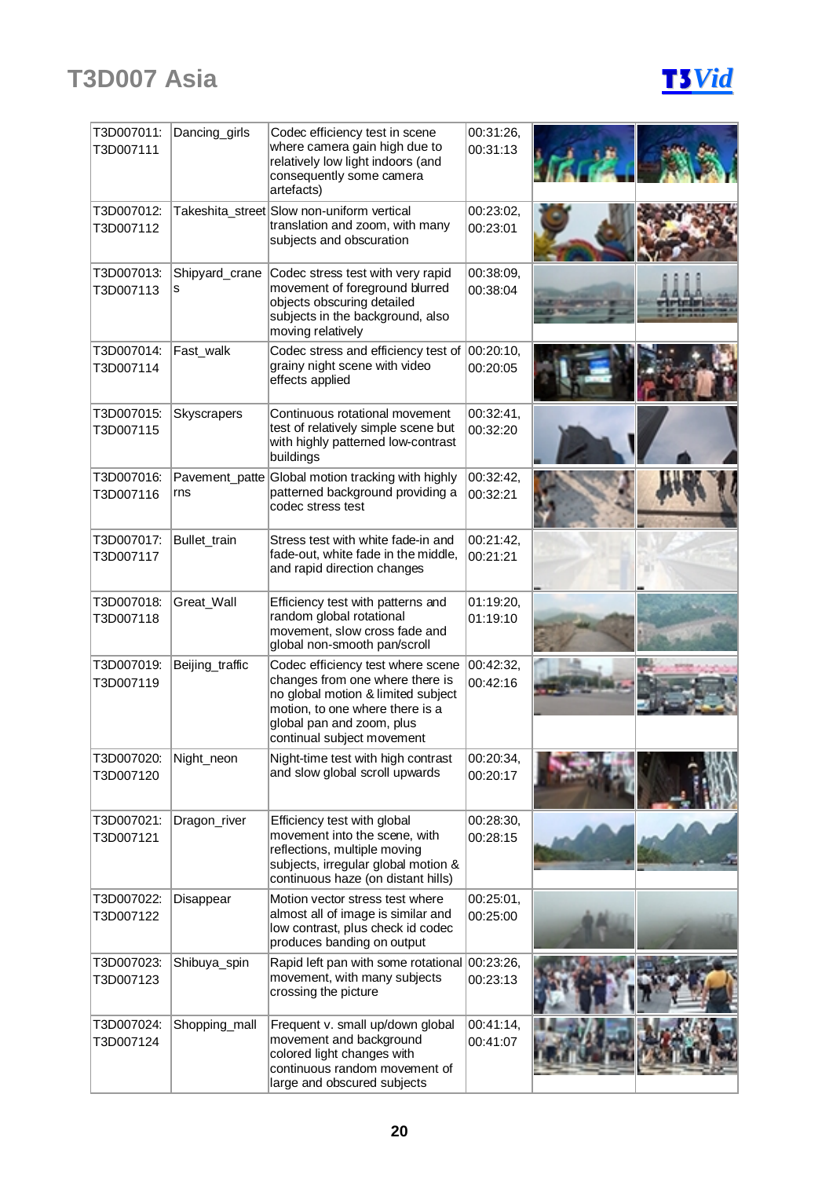# T3D007 Asia

T3Vid

| | | | | | |
|---|---|---|---|---|---|
| T3D007011: T3D007111 | Dancing_girls | Codec efficiency test in scene where camera gain high due to relatively low light indoors (and consequently some camera artefacts) | 00:31:26, 00:31:13 | | |
| T3D007012: T3D007112 | Takeshita_street | Slow non-uniform vertical translation and zoom, with many subjects and obscuration | 00:23:02, 00:23:01 | | |
| T3D007013: T3D007113 | Shipyard_cranes | Codec stress test with very rapid movement of foreground blurred objects obscuring detailed subjects in the background, also moving relatively | 00:38:09, 00:38:04 | | |
| T3D007014: T3D007114 | Fast_walk | Codec stress and efficiency test of grainy night scene with video effects applied | 00:20:10, 00:20:05 | | |
| T3D007015: T3D007115 | Skyscrapers | Continuous rotational movement test of relatively simple scene but with highly patterned low-contrast buildings | 00:32:41, 00:32:20 | | |
| T3D007016: T3D007116 | Pavement_patterns | Global motion tracking with highly patterned background providing a codec stress test | 00:32:42, 00:32:21 | | |
| T3D007017: T3D007117 | Bullet_train | Stress test with white fade-in and fade-out, white fade in the middle, and rapid direction changes | 00:21:42, 00:21:21 | | |
| T3D007018: T3D007118 | Great_Wall | Efficiency test with patterns and random global rotational movement, slow cross fade and global non-smooth pan/scroll | 01:19:20, 01:19:10 | | |
| T3D007019: T3D007119 | Beijing_traffic | Codec efficiency test where scene changes from one where there is no global motion & limited subject motion, to one where there is a global pan and zoom, plus continual subject movement | 00:42:32, 00:42:16 | | |
| T3D007020: T3D007120 | Night_neon | Night-time test with high contrast and slow global scroll upwards | 00:20:34, 00:20:17 | | |
| T3D007021: T3D007121 | Dragon_river | Efficiency test with global movement into the scene, with reflections, multiple moving subjects, irregular global motion & continuous haze (on distant hills) | 00:28:30, 00:28:15 | | |
| T3D007022: T3D007122 | Disappear | Motion vector stress test where almost all of image is similar and low contrast, plus check id codec produces banding on output | 00:25:01, 00:25:00 | | |
| T3D007023: T3D007123 | Shibuya_spin | Rapid left pan with some rotational movement, with many subjects crossing the picture | 00:23:26, 00:23:13 | | |
| T3D007024: T3D007124 | Shopping_mall | Frequent v. small up/down global movement and background colored light changes with continuous random movement of large and obscured subjects | 00:41:14, 00:41:07 | | |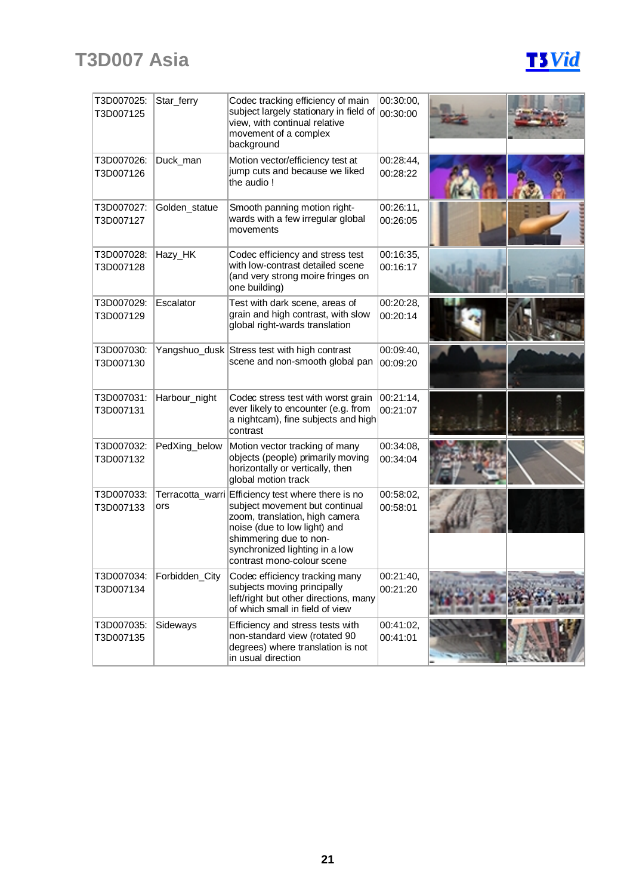# T3D007 Asia

| | | | | | |
|---|---|---|---|---|---|
| T3D007025: T3D007125 | Star_ferry | Codec tracking efficiency of main subject largely stationary in field of view, with continual relative movement of a complex background | 00:30:00, 00:30:00 | | |
| T3D007026: T3D007126 | Duck_man | Motion vector/efficiency test at jump cuts and because we liked the audio ! | 00:28:44, 00:28:22 | | |
| T3D007027: T3D007127 | Golden_statue | Smooth panning motion right-wards with a few irregular global movements | 00:26:11, 00:26:05 | | |
| T3D007028: T3D007128 | Hazy_HK | Codec efficiency and stress test with low-contrast detailed scene (and very strong moire fringes on one building) | 00:16:35, 00:16:17 | | |
| T3D007029: T3D007129 | Escalator | Test with dark scene, areas of grain and high contrast, with slow global right-wards translation | 00:20:28, 00:20:14 | | |
| T3D007030: T3D007130 | Yangshuo_dusk | Stress test with high contrast scene and non-smooth global pan | 00:09:40, 00:09:20 | | |
| T3D007031: T3D007131 | Harbour_night | Codec stress test with worst grain ever likely to encounter (e.g. from a nightcam), fine subjects and high contrast | 00:21:14, 00:21:07 | | |
| T3D007032: T3D007132 | PedXing_below | Motion vector tracking of many objects (people) primarily moving horizontally or vertically, then global motion track | 00:34:08, 00:34:04 | | |
| T3D007033: T3D007133 | Terracotta_warriors | Efficiency test where there is no subject movement but continual zoom, translation, high camera noise (due to low light) and shimmering due to non-synchronized lighting in a low contrast mono-colour scene | 00:58:02, 00:58:01 | | |
| T3D007034: T3D007134 | Forbidden_City | Codec efficiency tracking many subjects moving principally left/right but other directions, many of which small in field of view | 00:21:40, 00:21:20 | | |
| T3D007035: T3D007135 | Sideways | Efficiency and stress tests with non-standard view (rotated 90 degrees) where translation is not in usual direction | 00:41:02, 00:41:01 | | |